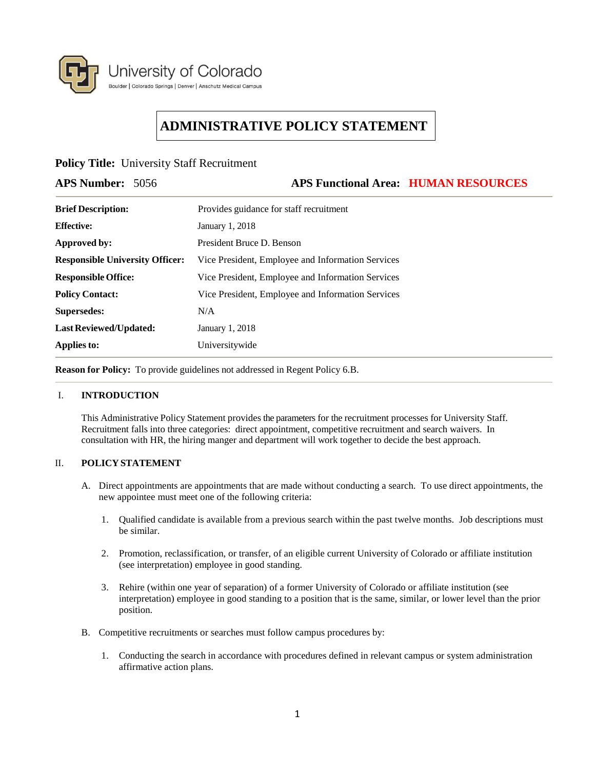University of Colorado
Boulder | Colorado Springs | Denver | Anschutz Medical Campus

# ADMINISTRATIVE POLICY STATEMENT

**Policy Title:** University Staff Recruitment

**APS Number:** 5056 **APS Functional Area:** **HUMAN RESOURCES**

| | |
|---|---|
| **Brief Description:** | Provides guidance for staff recruitment |
| **Effective:** | January 1, 2018 |
| **Approved by:** | President Bruce D. Benson |
| **Responsible University Officer:** | Vice President, Employee and Information Services |
| **Responsible Office:** | Vice President, Employee and Information Services |
| **Policy Contact:** | Vice President, Employee and Information Services |
| **Supersedes:** | N/A |
| **Last Reviewed/Updated:** | January 1, 2018 |
| **Applies to:** | Universitywide |

**Reason for Policy:** To provide guidelines not addressed in Regent Policy 6.B.

## I. INTRODUCTION

This Administrative Policy Statement provides the parameters for the recruitment processes for University Staff. Recruitment falls into three categories: direct appointment, competitive recruitment and search waivers. In consultation with HR, the hiring manger and department will work together to decide the best approach.

## II. POLICY STATEMENT

A. Direct appointments are appointments that are made without conducting a search. To use direct appointments, the new appointee must meet one of the following criteria:

1. Qualified candidate is available from a previous search within the past twelve months. Job descriptions must be similar.

2. Promotion, reclassification, or transfer, of an eligible current University of Colorado or affiliate institution (see interpretation) employee in good standing.

3. Rehire (within one year of separation) of a former University of Colorado or affiliate institution (see interpretation) employee in good standing to a position that is the same, similar, or lower level than the prior position.

B. Competitive recruitments or searches must follow campus procedures by:

1. Conducting the search in accordance with procedures defined in relevant campus or system administration affirmative action plans.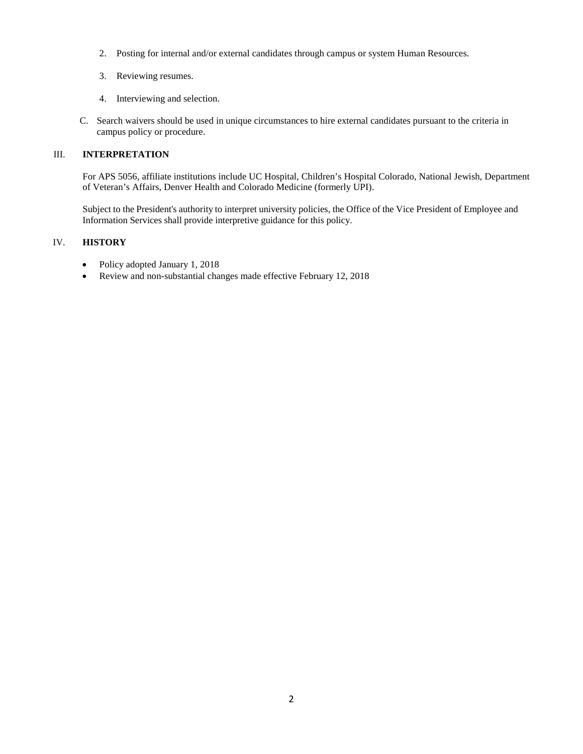2. Posting for internal and/or external candidates through campus or system Human Resources.

3. Reviewing resumes.

4. Interviewing and selection.

C. Search waivers should be used in unique circumstances to hire external candidates pursuant to the criteria in campus policy or procedure.

## III. INTERPRETATION

For APS 5056, affiliate institutions include UC Hospital, Children's Hospital Colorado, National Jewish, Department of Veteran's Affairs, Denver Health and Colorado Medicine (formerly UPI).

Subject to the President's authority to interpret university policies, the Office of the Vice President of Employee and Information Services shall provide interpretive guidance for this policy.

## IV. HISTORY

- Policy adopted January 1, 2018
- Review and non-substantial changes made effective February 12, 2018